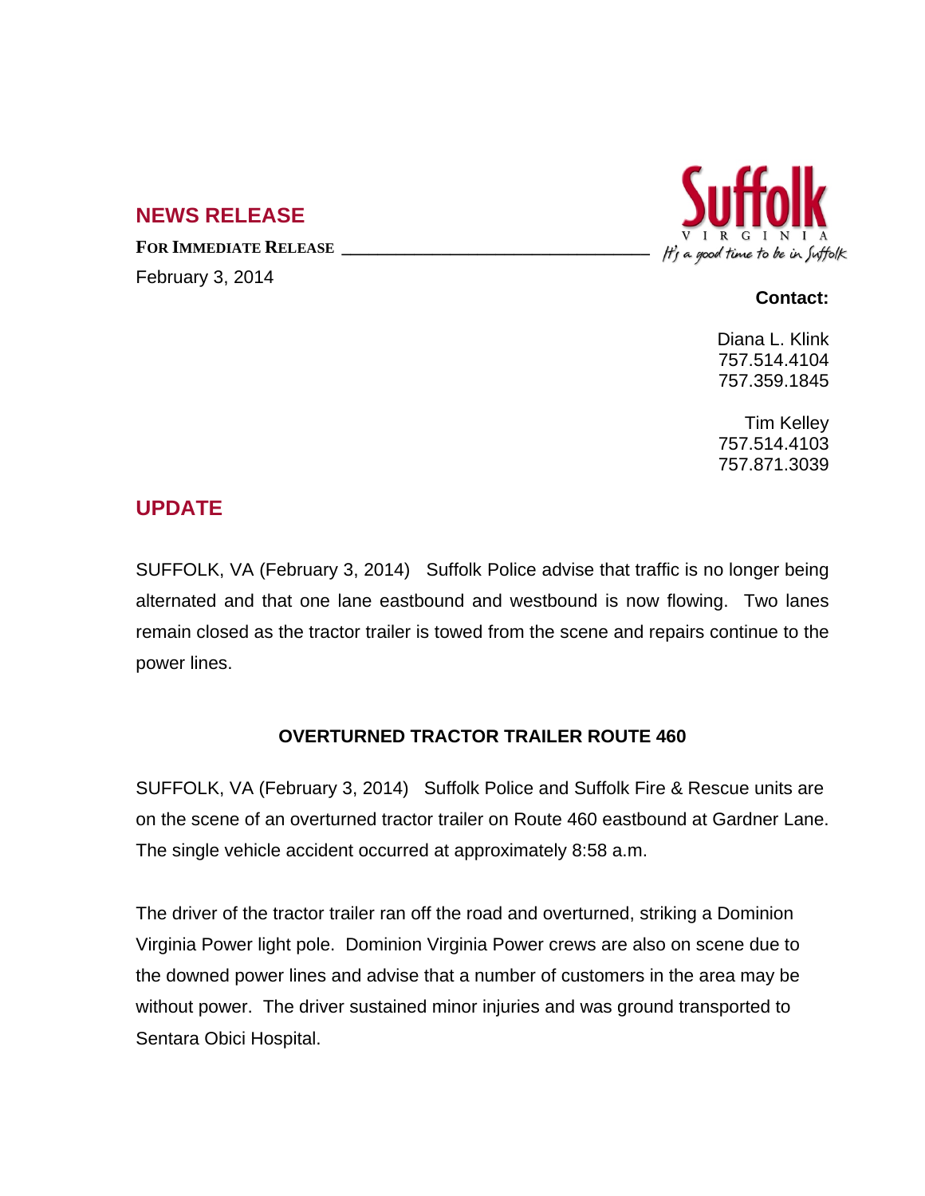## NEWS RELEASE

**FOR IMMEDIATE RELEASE**

February 3, 2014

Suffolk
VIRGINIA
It's a good time to be in Suffolk

**Contact:**

Diana L. Klink
757.514.4104
757.359.1845

Tim Kelley
757.514.4103
757.871.3039

## UPDATE

SUFFOLK, VA (February 3, 2014) Suffolk Police advise that traffic is no longer being alternated and that one lane eastbound and westbound is now flowing. Two lanes remain closed as the tractor trailer is towed from the scene and repairs continue to the power lines.

### OVERTURNED TRACTOR TRAILER ROUTE 460

SUFFOLK, VA (February 3, 2014) Suffolk Police and Suffolk Fire & Rescue units are on the scene of an overturned tractor trailer on Route 460 eastbound at Gardner Lane. The single vehicle accident occurred at approximately 8:58 a.m.

The driver of the tractor trailer ran off the road and overturned, striking a Dominion Virginia Power light pole. Dominion Virginia Power crews are also on scene due to the downed power lines and advise that a number of customers in the area may be without power. The driver sustained minor injuries and was ground transported to Sentara Obici Hospital.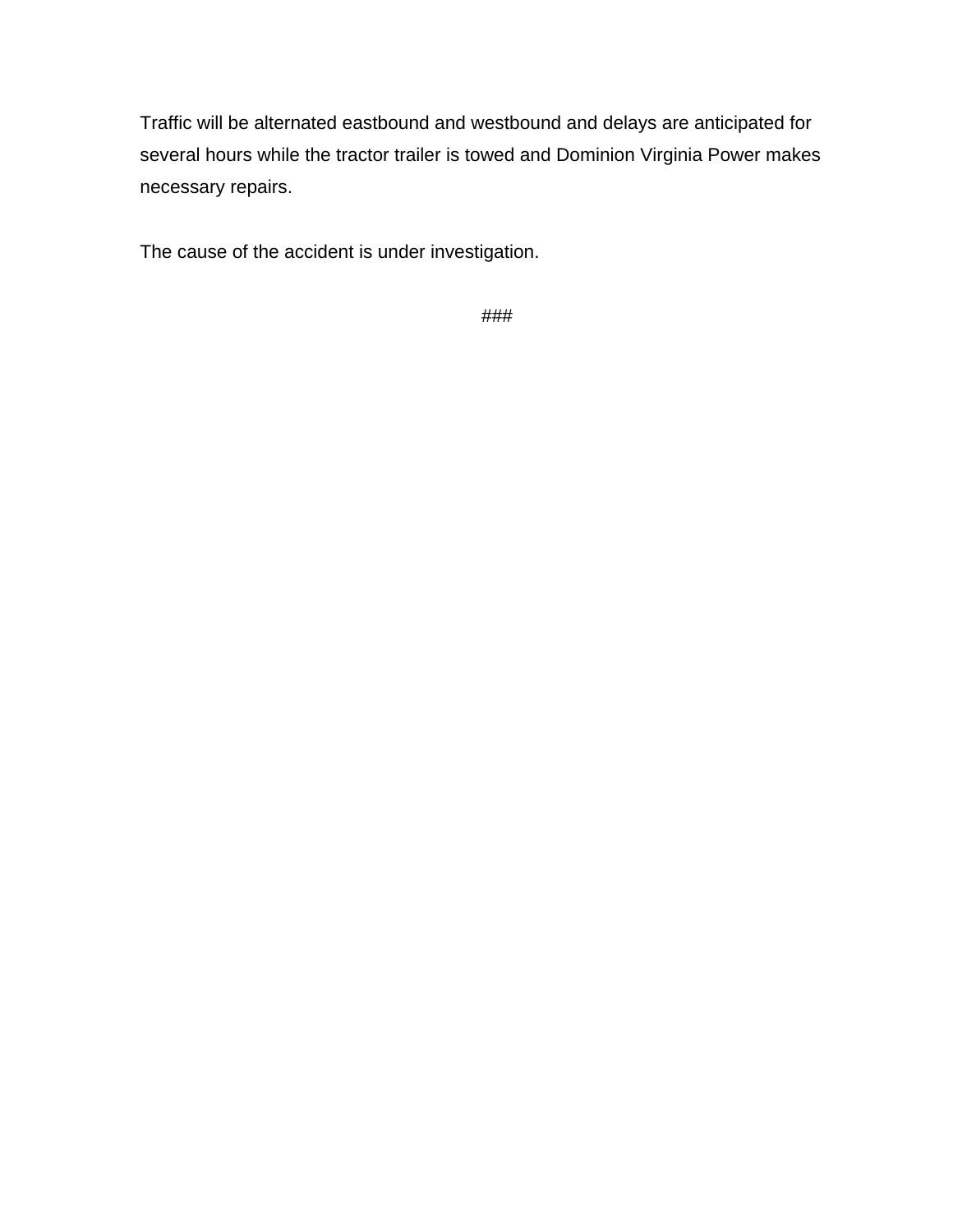Traffic will be alternated eastbound and westbound and delays are anticipated for several hours while the tractor trailer is towed and Dominion Virginia Power makes necessary repairs.

The cause of the accident is under investigation.

###